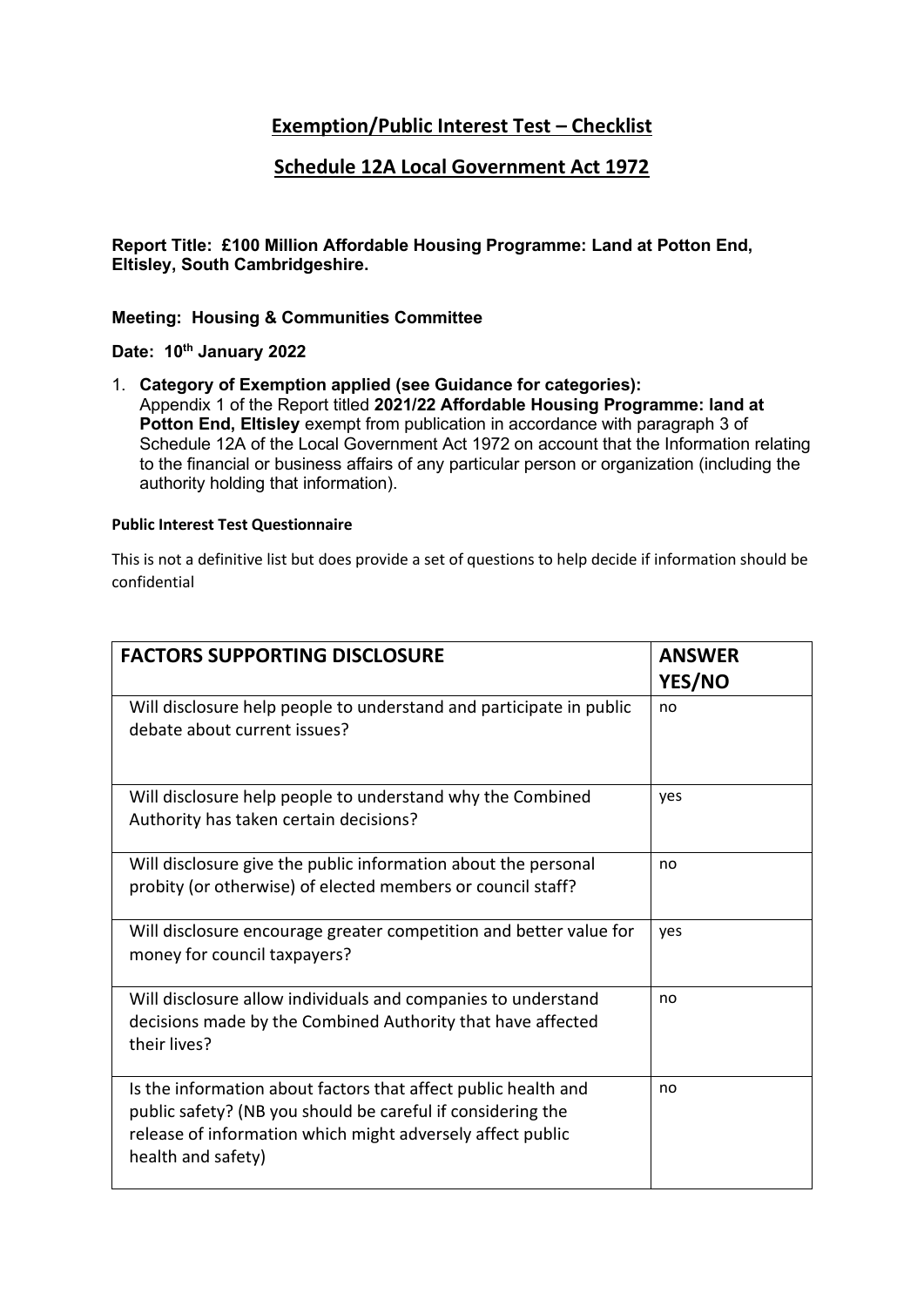# Exemption/Public Interest Test – Checklist

## Schedule 12A Local Government Act 1972

**Report Title: £100 Million Affordable Housing Programme: Land at Potton End, Eltisley, South Cambridgeshire.**

**Meeting: Housing & Communities Committee**

**Date: 10th January 2022**

1. **Category of Exemption applied (see Guidance for categories):**
   Appendix 1 of the Report titled **2021/22 Affordable Housing Programme: land at Potton End, Eltisley** exempt from publication in accordance with paragraph 3 of Schedule 12A of the Local Government Act 1972 on account that the Information relating to the financial or business affairs of any particular person or organization (including the authority holding that information).

**Public Interest Test Questionnaire**

This is not a definitive list but does provide a set of questions to help decide if information should be confidential

| FACTORS SUPPORTING DISCLOSURE | ANSWER YES/NO |
|---|---|
| Will disclosure help people to understand and participate in public debate about current issues? | no |
| Will disclosure help people to understand why the Combined Authority has taken certain decisions? | yes |
| Will disclosure give the public information about the personal probity (or otherwise) of elected members or council staff? | no |
| Will disclosure encourage greater competition and better value for money for council taxpayers? | yes |
| Will disclosure allow individuals and companies to understand decisions made by the Combined Authority that have affected their lives? | no |
| Is the information about factors that affect public health and public safety? (NB you should be careful if considering the release of information which might adversely affect public health and safety) | no |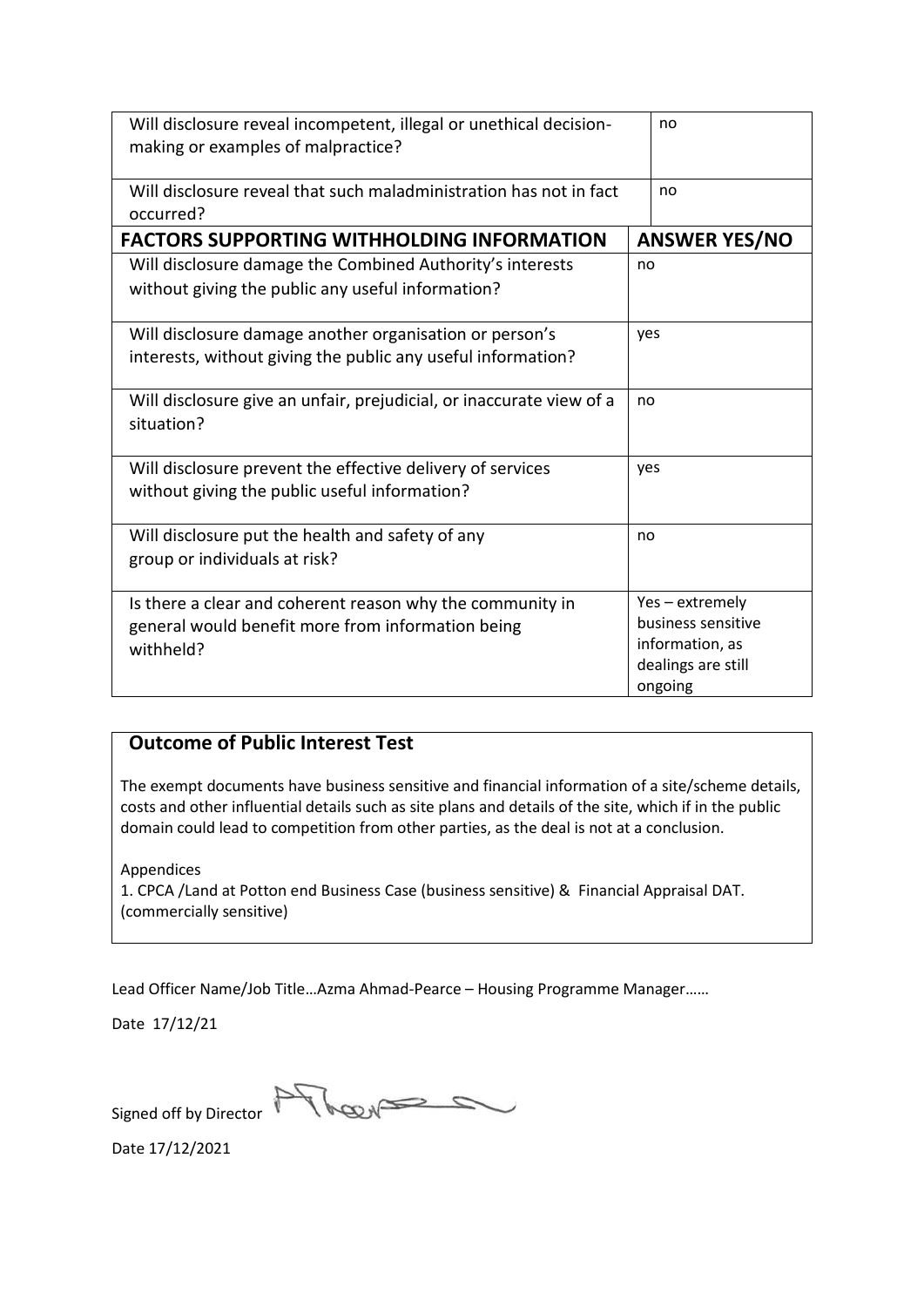| | |
|---|---|
| Will disclosure reveal incompetent, illegal or unethical decision-making or examples of malpractice? | no |
| Will disclosure reveal that such maladministration has not in fact occurred? | no |

| FACTORS SUPPORTING WITHHOLDING INFORMATION | ANSWER YES/NO |
|---|---|
| Will disclosure damage the Combined Authority's interests without giving the public any useful information? | no |
| Will disclosure damage another organisation or person's interests, without giving the public any useful information? | yes |
| Will disclosure give an unfair, prejudicial, or inaccurate view of a situation? | no |
| Will disclosure prevent the effective delivery of services without giving the public useful information? | yes |
| Will disclosure put the health and safety of any group or individuals at risk? | no |
| Is there a clear and coherent reason why the community in general would benefit more from information being withheld? | Yes – extremely business sensitive information, as dealings are still ongoing |

## Outcome of Public Interest Test

The exempt documents have business sensitive and financial information of a site/scheme details, costs and other influential details such as site plans and details of the site, which if in the public domain could lead to competition from other parties, as the deal is not at a conclusion.

Appendices

1. CPCA /Land at Potton end Business Case (business sensitive) & Financial Appraisal DAT. (commercially sensitive)

Lead Officer Name/Job Title…Azma Ahmad-Pearce – Housing Programme Manager……

Date 17/12/21

Signed off by Director

Date 17/12/2021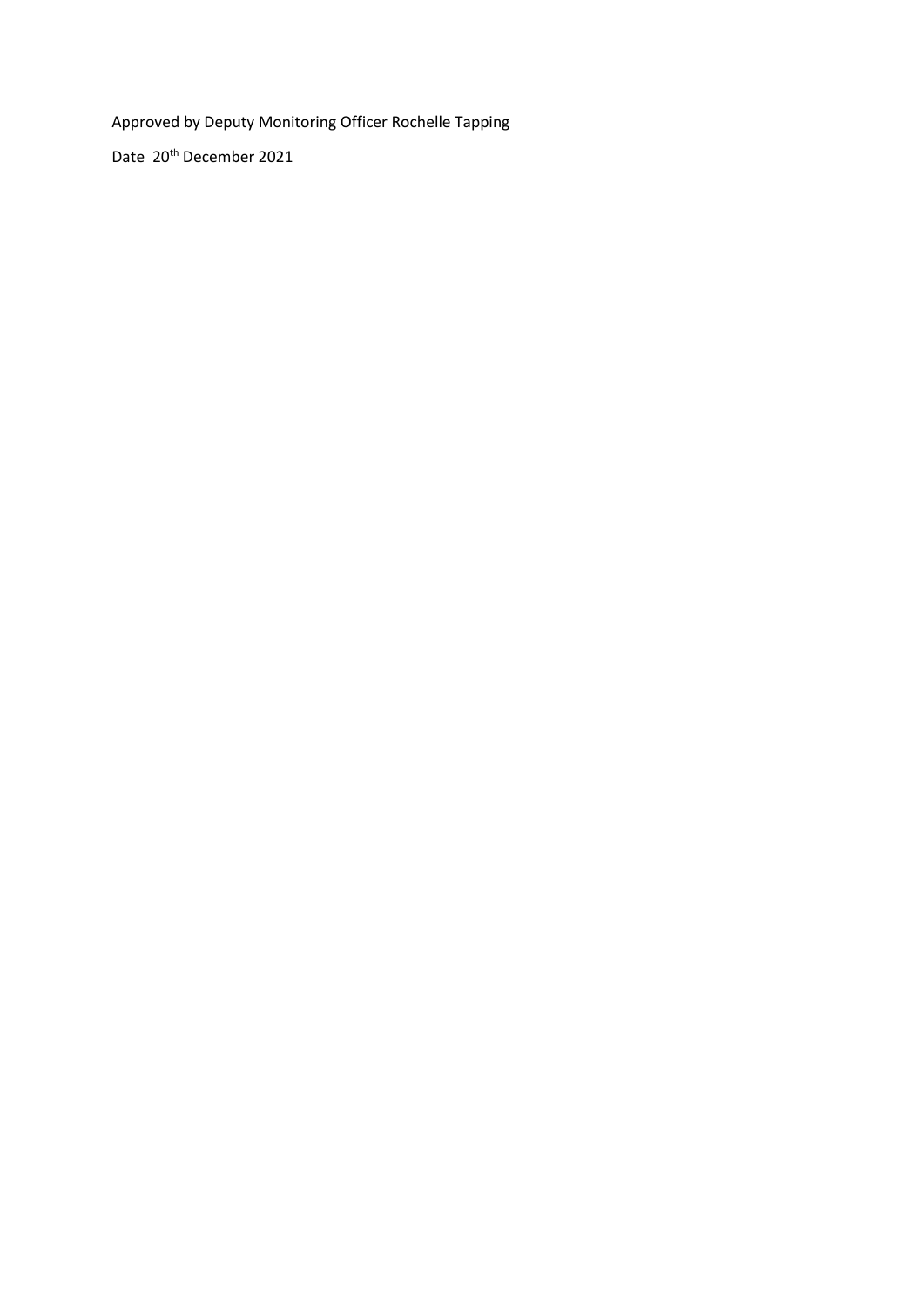Approved by Deputy Monitoring Officer Rochelle Tapping

Date 20th December 2021